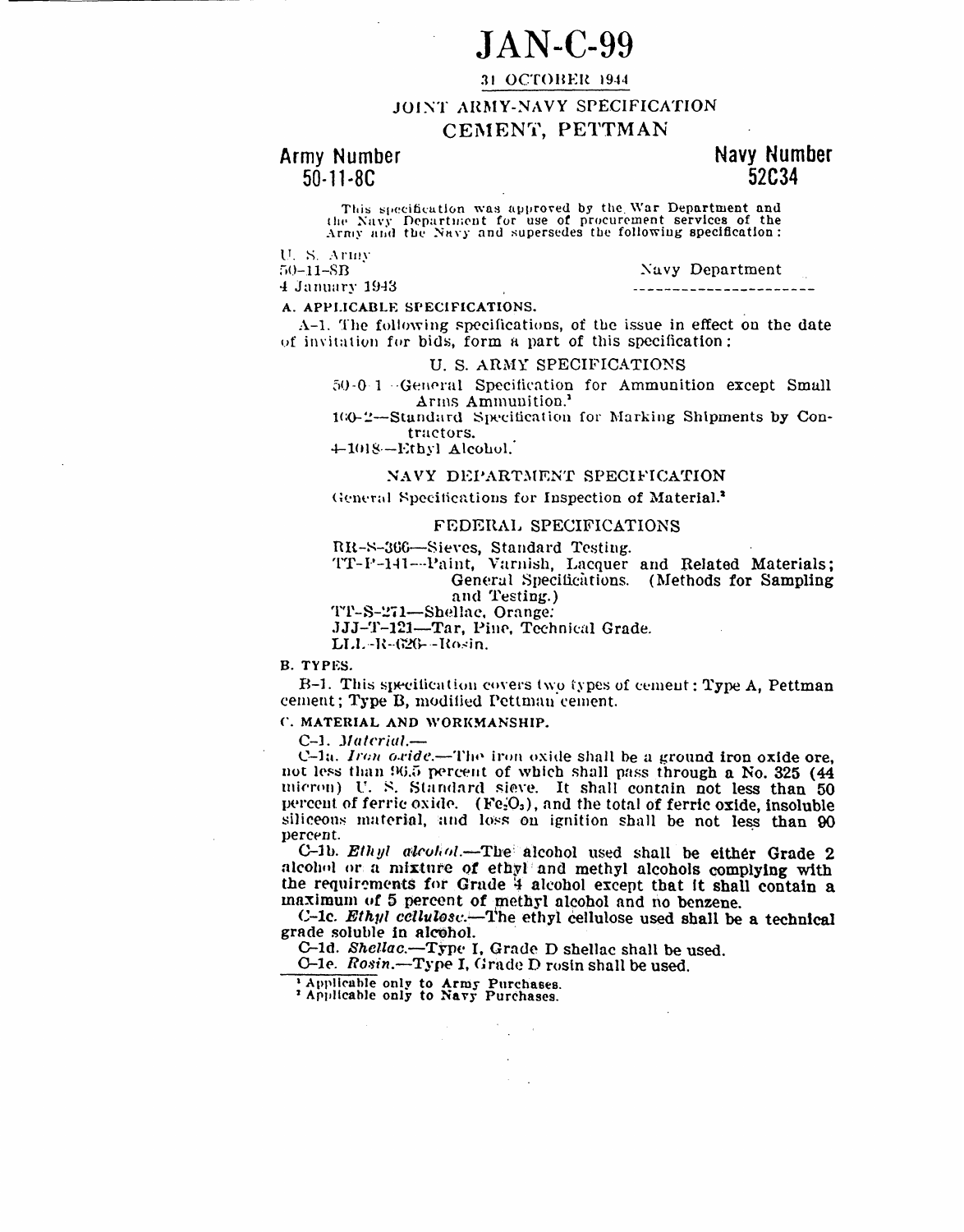# JAN-C-99

31 OCTOBER 1944

## JOINT ARMY-NAVY SPECIFICATION

## CEMENT, PETTMAN

| Army Number | Navy Number |
|---|---|
| 50-11-8C | 52C34 |

This specification was approved by the War Department and the Navy Department for use of procurement services of the Army and the Navy and supersedes the following specification:

| U. S. Army | Navy Department |
|---|---|
| 50-11-8B | ---------------------- |
| 4 January 1943 | |

**A. APPLICABLE SPECIFICATIONS.**

A-1. The following specifications, of the issue in effect on the date of invitation for bids, form a part of this specification:

U. S. ARMY SPECIFICATIONS

50-0-1—General Specification for Ammunition except Small Arms Ammunition.[1]

100-2—Standard Specification for Marking Shipments by Contractors.

4-1018—Ethyl Alcohol.

NAVY DEPARTMENT SPECIFICATION

General Specifications for Inspection of Material.[2]

FEDERAL SPECIFICATIONS

RR-S-366—Sieves, Standard Testing.

TT-P-141—Paint, Varnish, Lacquer and Related Materials; General Specifications. (Methods for Sampling and Testing.)

TT-S-271—Shellac, Orange.

JJJ-T-121—Tar, Pine, Technical Grade.

LLL-R-626—Rosin.

**B. TYPES.**

B-1. This specification covers two types of cement: Type A, Pettman cement; Type B, modified Pettman cement.

**C. MATERIAL AND WORKMANSHIP.**

C-1. *Material.*—

C-1a. *Iron oxide.*—The iron oxide shall be a ground iron oxide ore, not less than 96.5 percent of which shall pass through a No. 325 (44 micron) U. S. Standard sieve. It shall contain not less than 50 percent of ferric oxide. ($Fe_2O_3$), and the total of ferric oxide, insoluble siliceous material, and loss on ignition shall be not less than 90 percent.

C-1b. *Ethyl alcohol.*—The alcohol used shall be either Grade 2 alcohol or a mixture of ethyl and methyl alcohols complying with the requirements for Grade 4 alcohol except that it shall contain a maximum of 5 percent of methyl alcohol and no benzene.

C-1c. *Ethyl cellulose.*—The ethyl cellulose used shall be a technical grade soluble in alcohol.

C-1d. *Shellac.*—Type I, Grade D shellac shall be used.

C-1e. *Rosin.*—Type I, Grade D rosin shall be used.

---

[1] Applicable only to Army Purchases.

[2] Applicable only to Navy Purchases.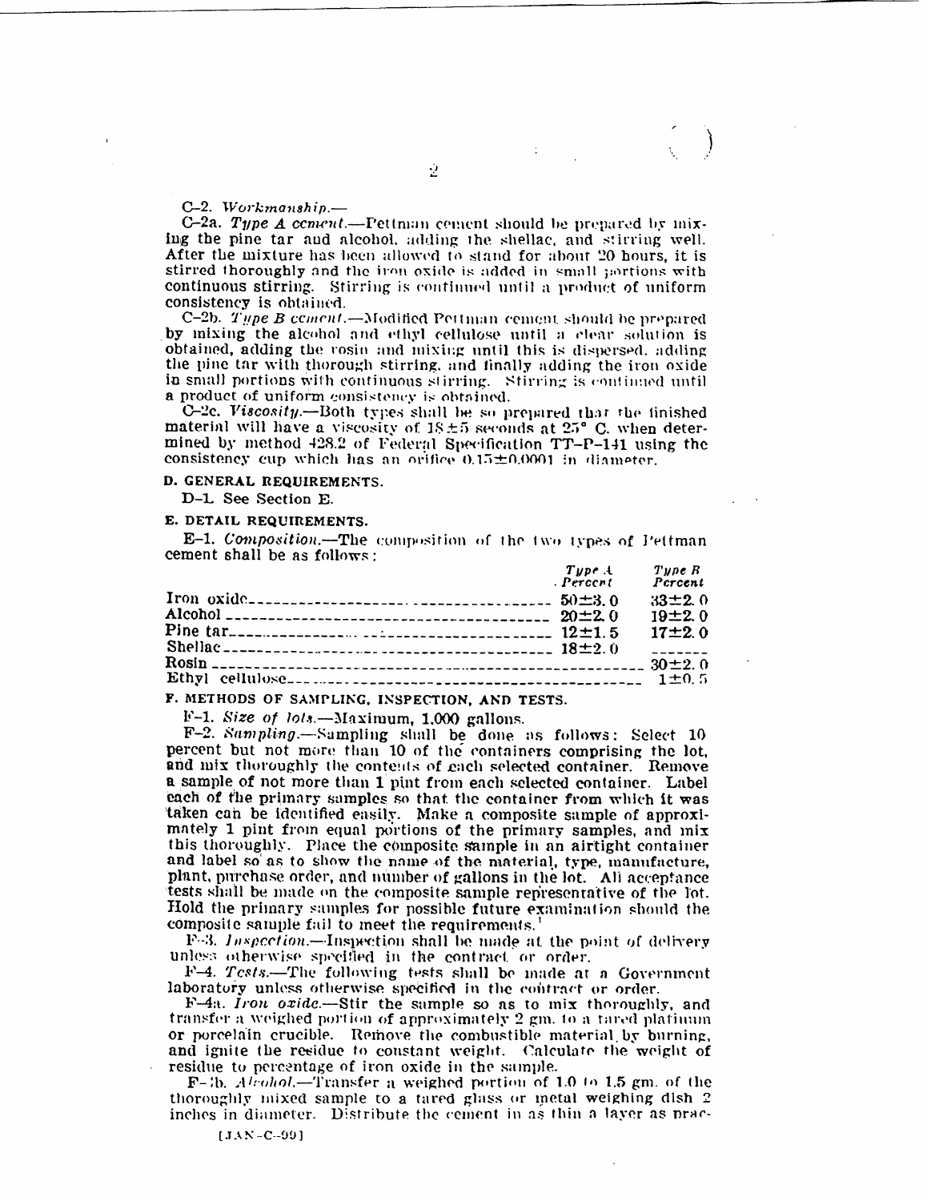C-2. *Workmanship.*—

C-2a. *Type A cement.*—Pettman cement should be prepared by mixing the pine tar and alcohol, adding the shellac, and stirring well. After the mixture has been allowed to stand for about 20 hours, it is stirred thoroughly and the iron oxide is added in small portions with continuous stirring. Stirring is continued until a product of uniform consistency is obtained.

C-2b. *Type B cement.*—Modified Pettman cement should be prepared by mixing the alcohol and ethyl cellulose until a clear solution is obtained, adding the rosin and mixing until this is dispersed, adding the pine tar with thorough stirring, and finally adding the iron oxide in small portions with continuous stirring. Stirring is continued until a product of uniform consistency is obtained.

C-2c. *Viscosity.*—Both types shall be so prepared that the finished material will have a viscosity of $18 \pm 5$ seconds at 25° C. when determined by method 428.2 of Federal Specification TT-P-141 using the consistency cup which has an orifice $0.15 \pm 0.0001$ in. diameter.

## D. GENERAL REQUIREMENTS.

D-1. See Section E.

## E. DETAIL REQUIREMENTS.

E-1. *Composition.*—The composition of the two types of Pettman cement shall be as follows:

| | *Type A Percent* | *Type B Percent* |
|---|---|---|
| Iron oxide | $50 \pm 3.0$ | $33 \pm 2.0$ |
| Alcohol | $20 \pm 2.0$ | $19 \pm 2.0$ |
| Pine tar | $12 \pm 1.5$ | $17 \pm 2.0$ |
| Shellac | $18 \pm 2.0$ | ------- |
| Rosin | | $30 \pm 2.0$ |
| Ethyl cellulose | | $1 \pm 0.5$ |

## F. METHODS OF SAMPLING, INSPECTION, AND TESTS.

F-1. *Size of lots.*—Maximum, 1,000 gallons.

F-2. *Sampling.*—Sampling shall be done as follows: Select 10 percent but not more than 10 of the containers comprising the lot, and mix thoroughly the contents of each selected container. Remove a sample of not more than 1 pint from each selected container. Label each of the primary samples so that the container from which it was taken can be identified easily. Make a composite sample of approximately 1 pint from equal portions of the primary samples, and mix this thoroughly. Place the composite sample in an airtight container and label so as to show the name of the material, type, manufacture, plant, purchase order, and number of gallons in the lot. All acceptance tests shall be made on the composite sample representative of the lot. Hold the primary samples for possible future examination should the composite sample fail to meet the requirements.[1]

F-3. *Inspection.*—Inspection shall be made at the point of delivery unless otherwise specified in the contract or order.

F-4. *Tests.*—The following tests shall be made at a Government laboratory unless otherwise specified in the contract or order.

F-4a. *Iron oxide.*—Stir the sample so as to mix thoroughly, and transfer a weighed portion of approximately 2 gm. to a tared platinum or porcelain crucible. Remove the combustible material by burning, and ignite the residue to constant weight. Calculate the weight of residue to percentage of iron oxide in the sample.

F-4b. *Alcohol.*—Transfer a weighed portion of 1.0 to 1.5 gm. of the thoroughly mixed sample to a tared glass or metal weighing dish 2 inches in diameter. Distribute the cement in as thin a layer as prac-

[JAN-C-99]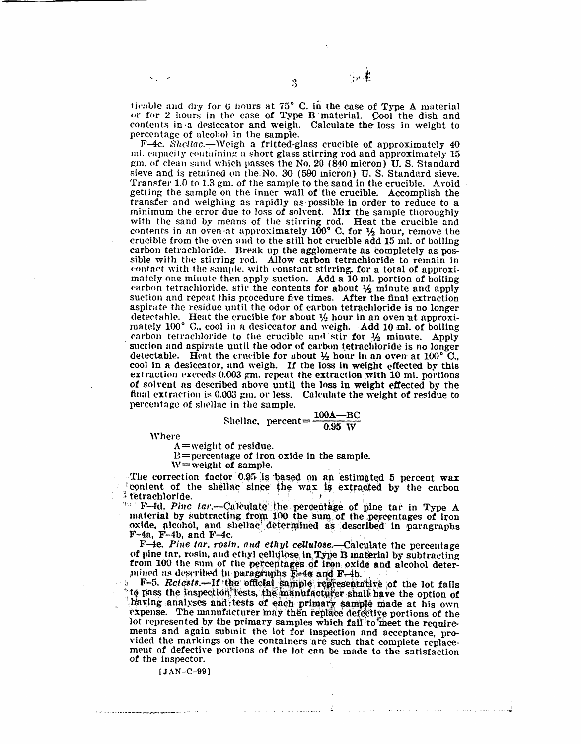ticable and dry for 6 hours at 75° C. in the case of Type A material or for 2 hours in the case of Type B material. Cool the dish and contents in a desiccator and weigh. Calculate the loss in weight to percentage of alcohol in the sample.

F–4c. *Shellac.*—Weigh a fritted-glass crucible of approximately 40 ml. capacity containing a short glass stirring rod and approximately 15 gm. of clean sand which passes the No. 20 (840 micron) U. S. Standard sieve and is retained on the No. 30 (590 micron) U. S. Standard sieve. Transfer 1.0 to 1.3 gm. of the sample to the sand in the crucible. Avoid getting the sample on the inner wall of the crucible. Accomplish the transfer and weighing as rapidly as possible in order to reduce to a minimum the error due to loss of solvent. Mix the sample thoroughly with the sand by means of the stirring rod. Heat the crucible and contents in an oven at approximately 100° C. for ½ hour, remove the crucible from the oven and to the still hot crucible add 15 ml. of boiling carbon tetrachloride. Break up the agglomerate as completely as possible with the stirring rod. Allow carbon tetrachloride to remain in contact with the sample, with constant stirring, for a total of approximately one minute then apply suction. Add a 10 ml. portion of boiling carbon tetrachloride, stir the contents for about ½ minute and apply suction and repeat this procedure five times. After the final extraction aspirate the residue until the odor of carbon tetrachloride is no longer detectable. Heat the crucible for about ½ hour in an oven at approximately 100° C., cool in a desiccator and weigh. Add 10 ml. of boiling carbon tetrachloride to the crucible and stir for ½ minute. Apply suction and aspirate until the odor of carbon tetrachloride is no longer detectable. Heat the crucible for about ½ hour in an oven at 100° C., cool in a desiccator, and weigh. If the loss in weight effected by this extraction exceeds 0.003 gm. repeat the extraction with 10 ml. portions of solvent as described above until the loss in weight effected by the final extraction is 0.003 gm. or less. Calculate the weight of residue to percentage of shellac in the sample.

$$\text{Shellac, percent} = \frac{100A - BC}{0.95\ W}$$

Where

A = weight of residue.
B = percentage of iron oxide in the sample.
W = weight of sample.

The correction factor 0.95 is based on an estimated 5 percent wax content of the shellac since the wax is extracted by the carbon tetrachloride.

F–4d. *Pine tar.*—Calculate the percentage of pine tar in Type A material by subtracting from 100 the sum of the percentages of iron oxide, alcohol, and shellac determined as described in paragraphs F–4a, F–4b, and F–4c.

F–4e. *Pine tar, rosin, and ethyl cellulose.*—Calculate the percentage of pine tar, rosin, and ethyl cellulose in Type B material by subtracting from 100 the sum of the percentages of iron oxide and alcohol determined as described in paragraphs F–4a and F–4b.

F–5. *Retests.*—If the official sample representative of the lot fails to pass the inspection tests, the manufacturer shall have the option of having analyses and tests of each primary sample made at his own expense. The manufacturer may then replace defective portions of the lot represented by the primary samples which fail to meet the requirements and again submit the lot for inspection and acceptance, provided the markings on the containers are such that complete replacement of defective portions of the lot can be made to the satisfaction of the inspector.

[JAN–C–99]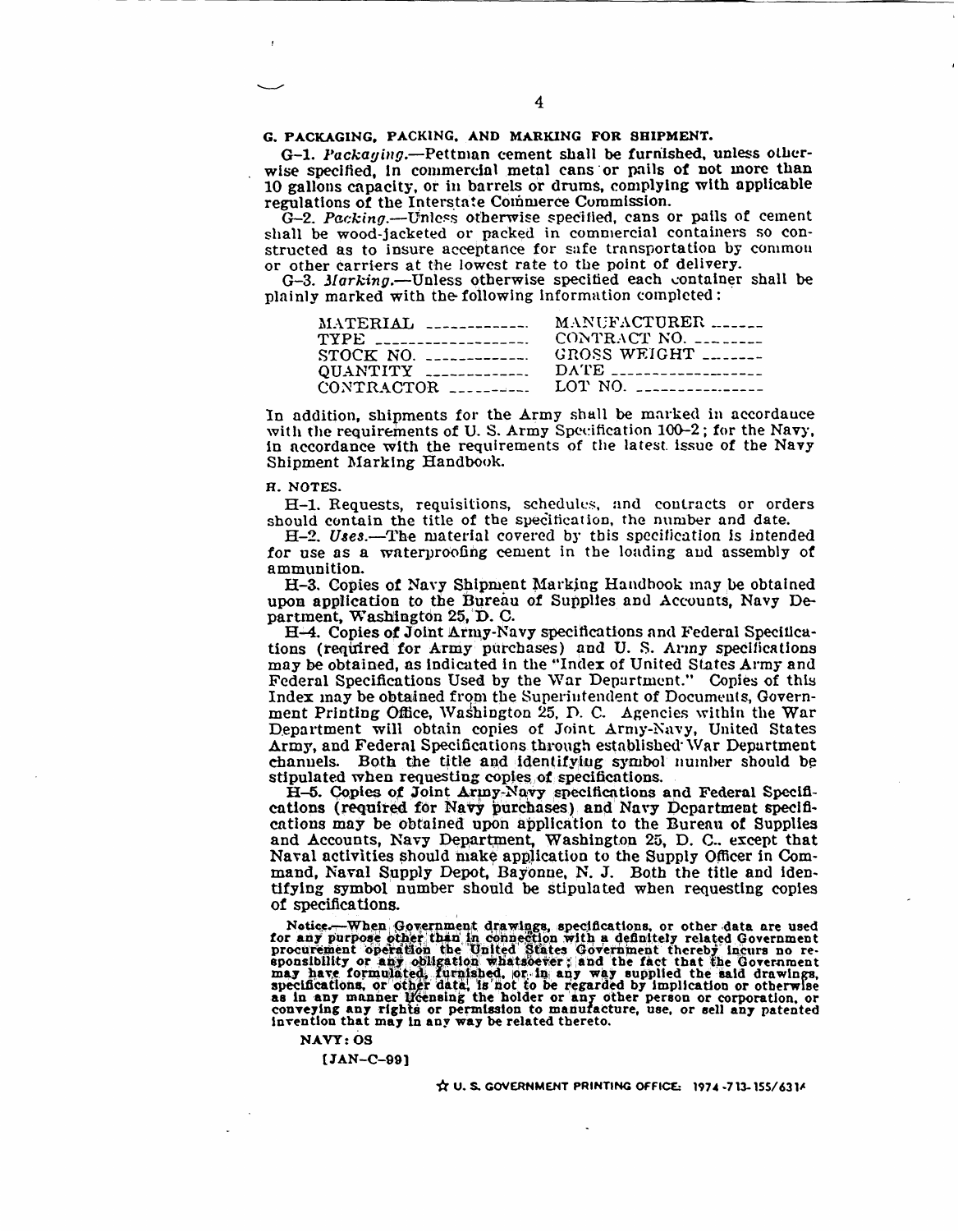## G. PACKAGING, PACKING, AND MARKING FOR SHIPMENT.

G–1. *Packaging.*—Pettman cement shall be furnished, unless otherwise specified, in commercial metal cans or pails of not more than 10 gallons capacity, or in barrels or drums, complying with applicable regulations of the Interstate Commerce Commission.

G–2. *Packing.*—Unless otherwise specified, cans or pails of cement shall be wood-jacketed or packed in commercial containers so constructed as to insure acceptance for safe transportation by common or other carriers at the lowest rate to the point of delivery.

G–3. *Marking.*—Unless otherwise specified each container shall be plainly marked with the following information completed:

| | |
|---|---|
| MATERIAL ____________ | MANUFACTURER ______ |
| TYPE __________________ | CONTRACT NO. ________ |
| STOCK NO. ____________ | GROSS WEIGHT _______ |
| QUANTITY ____________ | DATE __________________ |
| CONTRACTOR __________ | LOT NO. _______________ |

In addition, shipments for the Army shall be marked in accordance with the requirements of U. S. Army Specification 100–2; for the Navy, in accordance with the requirements of the latest issue of the Navy Shipment Marking Handbook.

## H. NOTES.

H–1. Requests, requisitions, schedules, and contracts or orders should contain the title of the specification, the number and date.

H–2. *Uses.*—The material covered by this specification is intended for use as a waterproofing cement in the loading and assembly of ammunition.

H–3. Copies of Navy Shipment Marking Handbook may be obtained upon application to the Bureau of Supplies and Accounts, Navy Department, Washington 25, D. C.

H–4. Copies of Joint Army-Navy specifications and Federal Specifications (required for Army purchases) and U. S. Army specifications may be obtained, as indicated in the "Index of United States Army and Federal Specifications Used by the War Department." Copies of this Index may be obtained from the Superintendent of Documents, Government Printing Office, Washington 25, D. C. Agencies within the War Department will obtain copies of Joint Army-Navy, United States Army, and Federal Specifications through established War Department channels. Both the title and identifying symbol number should be stipulated when requesting copies of specifications.

H–5. Copies of Joint Army-Navy specifications and Federal Specifications (required for Navy purchases) and Navy Department specifications may be obtained upon application to the Bureau of Supplies and Accounts, Navy Department, Washington 25, D. C., except that Naval activities should make application to the Supply Officer in Command, Naval Supply Depot, Bayonne, N. J. Both the title and identifying symbol number should be stipulated when requesting copies of specifications.

**Notice.—When Government drawings, specifications, or other data are used for any purpose other than in connection with a definitely related Government procurement operation the United States Government thereby incurs no responsibility or any obligation whatsoever; and the fact that the Government may have formulated, furnished, or in any way supplied the said drawings, specifications, or other data, is not to be regarded by implication or otherwise as in any manner licensing the holder or any other person or corporation, or conveying any rights or permission to manufacture, use, or sell any patented invention that may in any way be related thereto.**

**NAVY: OS**

**[JAN–C–99]**

☆ U. S. GOVERNMENT PRINTING OFFICE: 1974-713-155/6314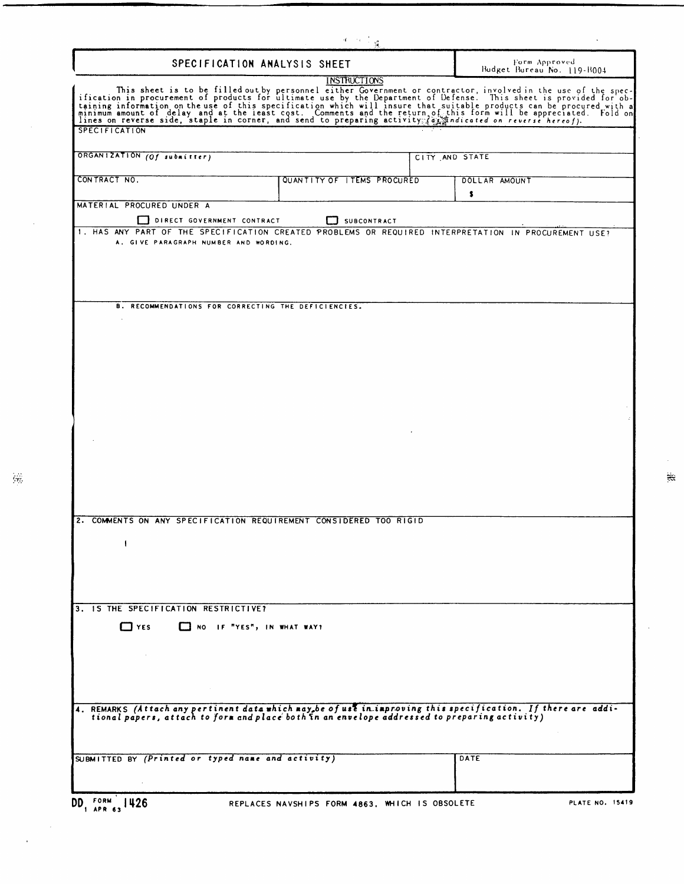# SPECIFICATION ANALYSIS SHEET

Form Approved
Budget Bureau No. 119-R004

**INSTRUCTIONS**

This sheet is to be filled out by personnel either Government or contractor, involved in the use of the specification in procurement of products for ultimate use by the Department of Defense. This sheet is provided for obtaining information on the use of this specification which will insure that suitable products can be procured with a minimum amount of delay and at the least cost. Comments and the return of this form will be appreciated. Fold on lines on reverse side, staple in corner, and send to preparing activity *(as indicated on reverse hereof).*

SPECIFICATION

| ORGANIZATION *(Of submitter)* | | CITY AND STATE |
|---|---|---|
| CONTRACT NO. | QUANTITY OF ITEMS PROCURED | DOLLAR AMOUNT<br>$ |

MATERIAL PROCURED UNDER A

☐ DIRECT GOVERNMENT CONTRACT ☐ SUBCONTRACT

1. HAS ANY PART OF THE SPECIFICATION CREATED PROBLEMS OR REQUIRED INTERPRETATION IN PROCUREMENT USE?

   A. GIVE PARAGRAPH NUMBER AND WORDING.

   B. RECOMMENDATIONS FOR CORRECTING THE DEFICIENCIES.

2. COMMENTS ON ANY SPECIFICATION REQUIREMENT CONSIDERED TOO RIGID

3. IS THE SPECIFICATION RESTRICTIVE?

   ☐ YES ☐ NO IF "YES", IN WHAT WAY?

4. REMARKS *(Attach any pertinent data which may be of use in improving this specification. If there are additional papers, attach to form and place both in an envelope addressed to preparing activity)*

| SUBMITTED BY *(Printed or typed name and activity)* | DATE |
|---|---|
| | |

DD FORM 1426 1 APR 63 REPLACES NAVSHIPS FORM 4863, WHICH IS OBSOLETE PLATE NO. 15419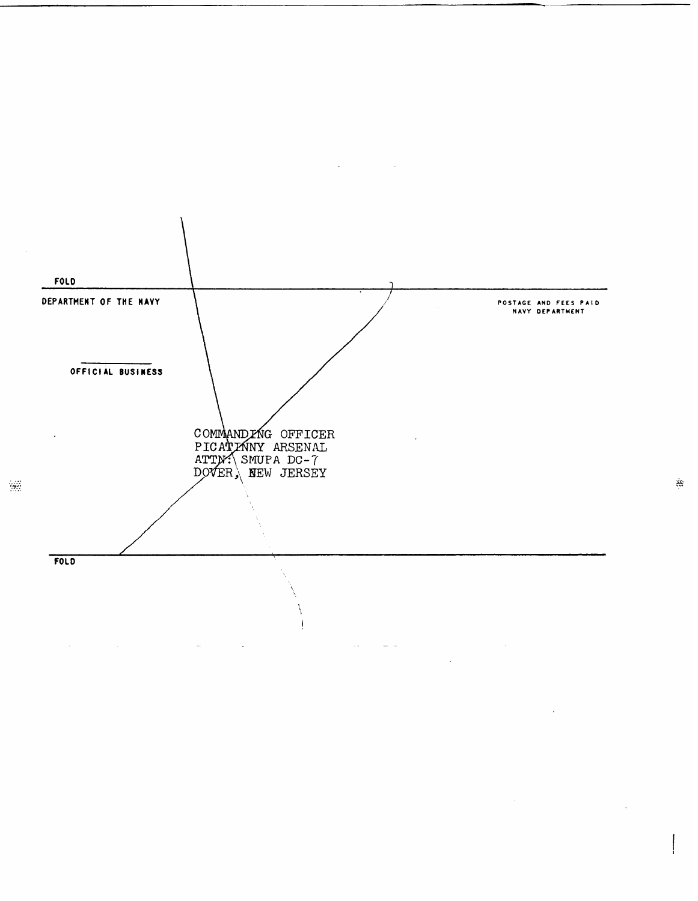FOLD

DEPARTMENT OF THE NAVY

POSTAGE AND FEES PAID
NAVY DEPARTMENT

OFFICIAL BUSINESS

COMMANDING OFFICER
PICATINNY ARSENAL
ATTN: SMUPA DC-7
DOVER, NEW JERSEY

FOLD